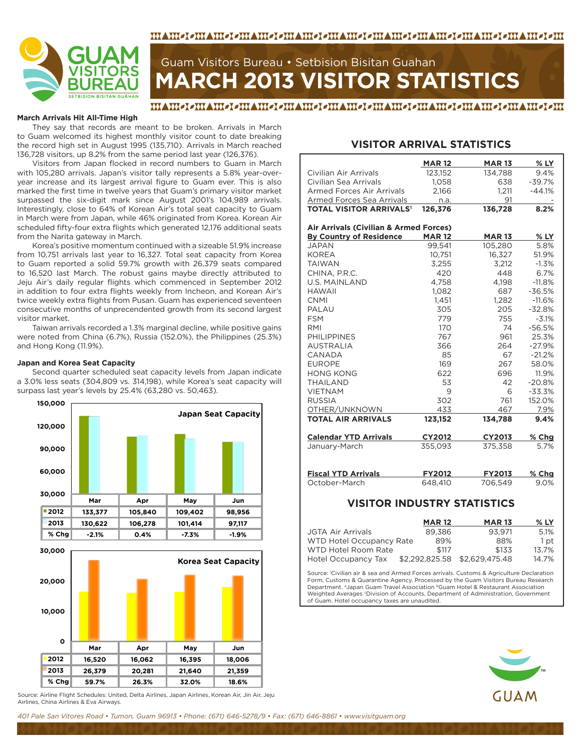Guam Visitors Bureau • Setbision Bisitan Guahan

# MARCH 2013 VISITOR STATISTICS

### March Arrivals Hit All-Time High

They say that records are meant to be broken. Arrivals in March to Guam welcomed its highest monthly visitor count to date breaking the record high set in August 1995 (135,710). Arrivals in March reached 136,728 visitors, up 8.2% from the same period last year (126,376).

Visitors from Japan flocked in record numbers to Guam in March with 105,280 arrivals. Japan's visitor tally represents a 5.8% year-over-year increase and its largest arrival figure to Guam ever. This is also marked the first time in twelve years that Guam's primary visitor market surpassed the six-digit mark since August 2001's 104,989 arrivals. Interestingly, close to 64% of Korean Air's total seat capacity to Guam in March were from Japan, while 46% originated from Korea. Korean Air scheduled fifty-four extra flights which generated 12,176 additional seats from the Narita gateway in March.

Korea's positive momentum continued with a sizeable 51.9% increase from 10,751 arrivals last year to 16,327. Total seat capacity from Korea to Guam reported a solid 59.7% growth with 26,379 seats compared to 16,520 last March. The robust gains maybe directly attributed to Jeju Air's daily regular flights which commenced in September 2012 in addition to four extra flights weekly from Incheon, and Korean Air's twice weekly extra flights from Pusan. Guam has experienced seventeen consecutive months of unprecedented growth from its second largest visitor market.

Taiwan arrivals recorded a 1.3% marginal decline, while positive gains were noted from China (6.7%), Russia (152.0%), the Philippines (25.3%) and Hong Kong (11.9%).

### Japan and Korea Seat Capacity

Second quarter scheduled seat capacity levels from Japan indicate a 3.0% less seats (304,809 vs. 314,198), while Korea's seat capacity will surpass last year's levels by 25.4% (63,280 vs. 50,463).

**Japan Seat Capacity**

| | Mar | Apr | May | Jun |
|---|---|---|---|---|
| 2012 | 133,377 | 105,840 | 109,402 | 98,956 |
| 2013 | 130,622 | 106,278 | 101,414 | 97,117 |
| % Chg | -2.1% | 0.4% | -7.3% | -1.9% |

**Korea Seat Capacity**

| | Mar | Apr | May | Jun |
|---|---|---|---|---|
| 2012 | 16,520 | 16,062 | 16,395 | 18,006 |
| 2013 | 26,379 | 20,281 | 21,640 | 21,359 |
| % Chg | 59.7% | 26.3% | 32.0% | 18.6% |

Source: Airline Flight Schedules: United, Delta Airlines, Japan Airlines, Korean Air, Jin Air, Jeju Airlines, China Airlines & Eva Airways.

## VISITOR ARRIVAL STATISTICS

| | MAR 12 | MAR 13 | % LY |
|---|---|---|---|
| Civilian Air Arrivals | 123,152 | 134,788 | 9.4% |
| Civilian Sea Arrivals | 1,058 | 638 | -39.7% |
| Armed Forces Air Arrivals | 2,166 | 1,211 | -44.1% |
| Armed Forces Sea Arrivals | n.a. | 91 | - |
| **TOTAL VISITOR ARRIVALS[1]** | **126,376** | **136,728** | **8.2%** |

| Air Arrivals (Civilian & Armed Forces) By Country of Residence | MAR 12 | MAR 13 | % LY |
|---|---|---|---|
| JAPAN | 99,541 | 105,280 | 5.8% |
| KOREA | 10,751 | 16,327 | 51.9% |
| TAIWAN | 3,255 | 3,212 | -1.3% |
| CHINA, P.R.C. | 420 | 448 | 6.7% |
| U.S. MAINLAND | 4,758 | 4,198 | -11.8% |
| HAWAII | 1,082 | 687 | -36.5% |
| CNMI | 1,451 | 1,282 | -11.6% |
| PALAU | 305 | 205 | -32.8% |
| FSM | 779 | 755 | -3.1% |
| RMI | 170 | 74 | -56.5% |
| PHILIPPINES | 767 | 961 | 25.3% |
| AUSTRALIA | 366 | 264 | -27.9% |
| CANADA | 85 | 67 | -21.2% |
| EUROPE | 169 | 267 | 58.0% |
| HONG KONG | 622 | 696 | 11.9% |
| THAILAND | 53 | 42 | -20.8% |
| VIETNAM | 9 | 6 | -33.3% |
| RUSSIA | 302 | 761 | 152.0% |
| OTHER/UNKNOWN | 433 | 467 | 7.9% |
| **TOTAL AIR ARRIVALS** | **123,152** | **134,788** | **9.4%** |

| Calendar YTD Arrivals | CY2012 | CY2013 | % Chg |
|---|---|---|---|
| January-March | 355,093 | 375,358 | 5.7% |

| Fiscal YTD Arrivals | FY2012 | FY2013 | % Chg |
|---|---|---|---|
| October-March | 648,410 | 706,549 | 9.0% |

## VISITOR INDUSTRY STATISTICS

| | MAR 12 | MAR 13 | % LY |
|---|---|---|---|
| JGTA Air Arrivals | 89,386 | 93,971 | 5.1% |
| WTD Hotel Occupancy Rate | 89% | 88% | 1 pt |
| WTD Hotel Room Rate | $117 | $133 | 13.7% |
| Hotel Occupancy Tax | $2,292,825.58 | $2,629,475.48 | 14.7% |

Source: [1]Civilian air & sea and Armed Forces arrivals. Customs & Agriculture Declaration Form, Customs & Quarantine Agency. Processed by the Guam Visitors Bureau Research Department. [a]Japan Guam Travel Association [b]Guam Hotel & Restaurant Association Weighted Averages [c]Division of Accounts, Department of Administration, Government of Guam. Hotel occupancy taxes are unaudited.

*401 Pale San Vitores Road • Tumon, Guam 96913 • Phone: (671) 646-5278/9 • Fax: (671) 646-8861 • www.visitguam.org*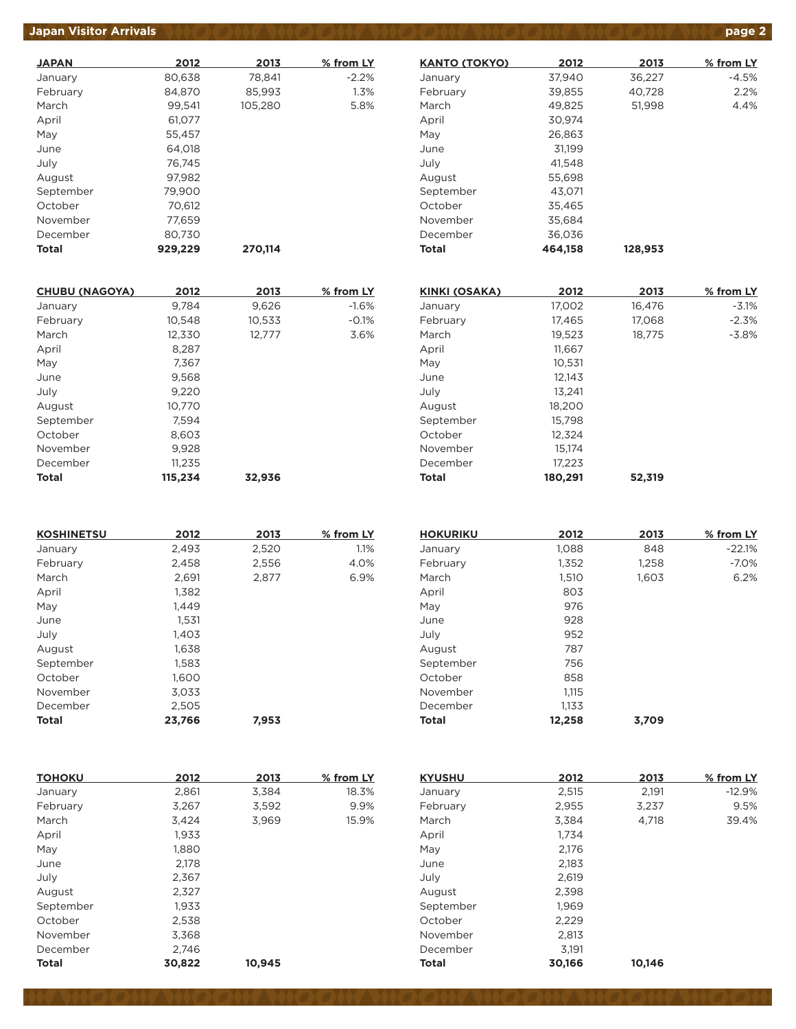| JAPAN | 2012 | 2013 | % from LY |
|---|---|---|---|
| January | 80,638 | 78,841 | -2.2% |
| February | 84,870 | 85,993 | 1.3% |
| March | 99,541 | 105,280 | 5.8% |
| April | 61,077 | | |
| May | 55,457 | | |
| June | 64,018 | | |
| July | 76,745 | | |
| August | 97,982 | | |
| September | 79,900 | | |
| October | 70,612 | | |
| November | 77,659 | | |
| December | 80,730 | | |
| **Total** | **929,229** | **270,114** | |

| KANTO (TOKYO) | 2012 | 2013 | % from LY |
|---|---|---|---|
| January | 37,940 | 36,227 | -4.5% |
| February | 39,855 | 40,728 | 2.2% |
| March | 49,825 | 51,998 | 4.4% |
| April | 30,974 | | |
| May | 26,863 | | |
| June | 31,199 | | |
| July | 41,548 | | |
| August | 55,698 | | |
| September | 43,071 | | |
| October | 35,465 | | |
| November | 35,684 | | |
| December | 36,036 | | |
| **Total** | **464,158** | **128,953** | |

| CHUBU (NAGOYA) | 2012 | 2013 | % from LY |
|---|---|---|---|
| January | 9,784 | 9,626 | -1.6% |
| February | 10,548 | 10,533 | -0.1% |
| March | 12,330 | 12,777 | 3.6% |
| April | 8,287 | | |
| May | 7,367 | | |
| June | 9,568 | | |
| July | 9,220 | | |
| August | 10,770 | | |
| September | 7,594 | | |
| October | 8,603 | | |
| November | 9,928 | | |
| December | 11,235 | | |
| **Total** | **115,234** | **32,936** | |

| KINKI (OSAKA) | 2012 | 2013 | % from LY |
|---|---|---|---|
| January | 17,002 | 16,476 | -3.1% |
| February | 17,465 | 17,068 | -2.3% |
| March | 19,523 | 18,775 | -3.8% |
| April | 11,667 | | |
| May | 10,531 | | |
| June | 12,143 | | |
| July | 13,241 | | |
| August | 18,200 | | |
| September | 15,798 | | |
| October | 12,324 | | |
| November | 15,174 | | |
| December | 17,223 | | |
| **Total** | **180,291** | **52,319** | |

| KOSHINETSU | 2012 | 2013 | % from LY |
|---|---|---|---|
| January | 2,493 | 2,520 | 1.1% |
| February | 2,458 | 2,556 | 4.0% |
| March | 2,691 | 2,877 | 6.9% |
| April | 1,382 | | |
| May | 1,449 | | |
| June | 1,531 | | |
| July | 1,403 | | |
| August | 1,638 | | |
| September | 1,583 | | |
| October | 1,600 | | |
| November | 3,033 | | |
| December | 2,505 | | |
| **Total** | **23,766** | **7,953** | |

| HOKURIKU | 2012 | 2013 | % from LY |
|---|---|---|---|
| January | 1,088 | 848 | -22.1% |
| February | 1,352 | 1,258 | -7.0% |
| March | 1,510 | 1,603 | 6.2% |
| April | 803 | | |
| May | 976 | | |
| June | 928 | | |
| July | 952 | | |
| August | 787 | | |
| September | 756 | | |
| October | 858 | | |
| November | 1,115 | | |
| December | 1,133 | | |
| **Total** | **12,258** | **3,709** | |

| TOHOKU | 2012 | 2013 | % from LY |
|---|---|---|---|
| January | 2,861 | 3,384 | 18.3% |
| February | 3,267 | 3,592 | 9.9% |
| March | 3,424 | 3,969 | 15.9% |
| April | 1,933 | | |
| May | 1,880 | | |
| June | 2,178 | | |
| July | 2,367 | | |
| August | 2,327 | | |
| September | 1,933 | | |
| October | 2,538 | | |
| November | 3,368 | | |
| December | 2,746 | | |
| **Total** | **30,822** | **10,945** | |

| KYUSHU | 2012 | 2013 | % from LY |
|---|---|---|---|
| January | 2,515 | 2,191 | -12.9% |
| February | 2,955 | 3,237 | 9.5% |
| March | 3,384 | 4,718 | 39.4% |
| April | 1,734 | | |
| May | 2,176 | | |
| June | 2,183 | | |
| July | 2,619 | | |
| August | 2,398 | | |
| September | 1,969 | | |
| October | 2,229 | | |
| November | 2,813 | | |
| December | 3,191 | | |
| **Total** | **30,166** | **10,146** | |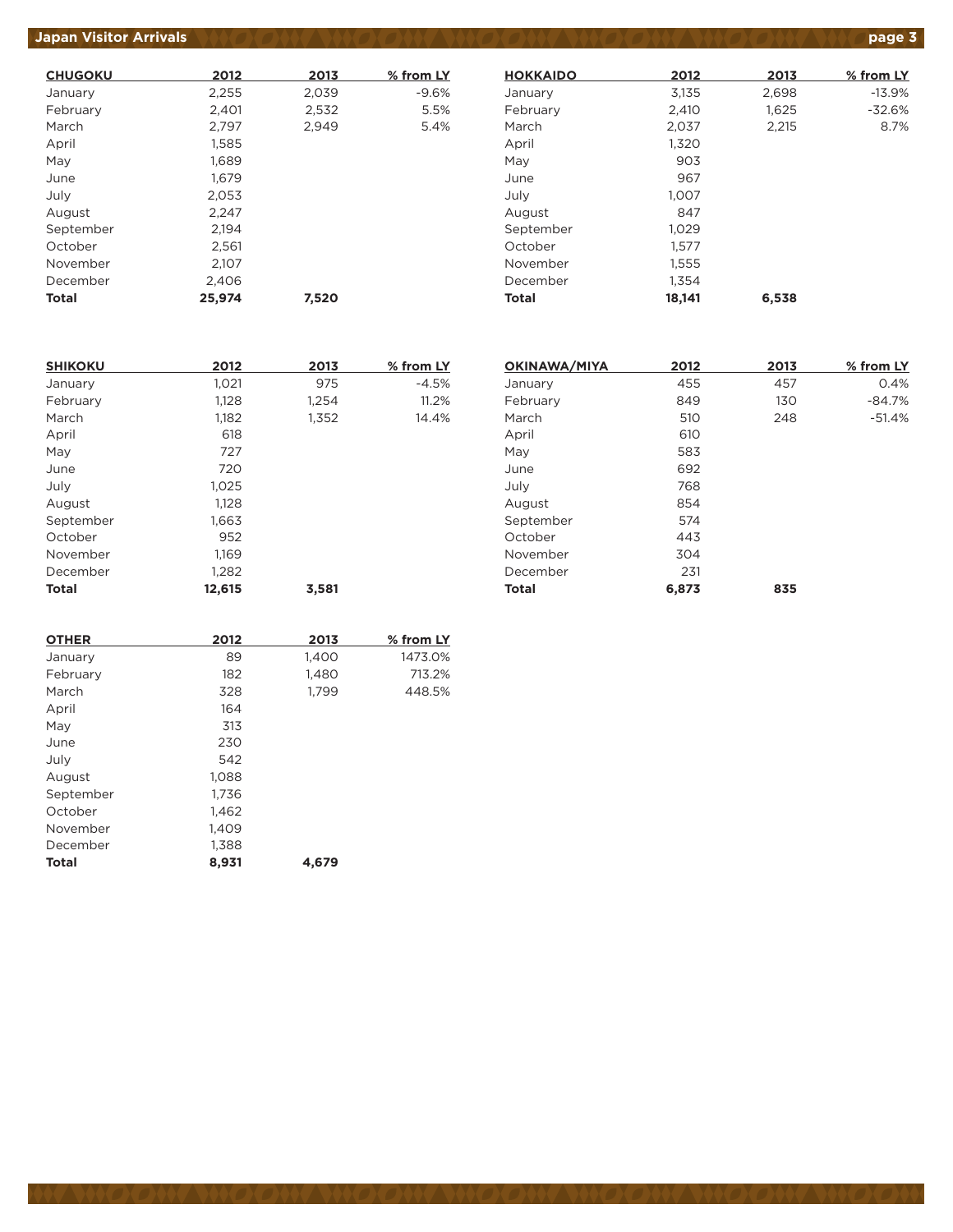| CHUGOKU | 2012 | 2013 | % from LY |
|---|---|---|---|
| January | 2,255 | 2,039 | -9.6% |
| February | 2,401 | 2,532 | 5.5% |
| March | 2,797 | 2,949 | 5.4% |
| April | 1,585 | | |
| May | 1,689 | | |
| June | 1,679 | | |
| July | 2,053 | | |
| August | 2,247 | | |
| September | 2,194 | | |
| October | 2,561 | | |
| November | 2,107 | | |
| December | 2,406 | | |
| **Total** | **25,974** | **7,520** | |

| HOKKAIDO | 2012 | 2013 | % from LY |
|---|---|---|---|
| January | 3,135 | 2,698 | -13.9% |
| February | 2,410 | 1,625 | -32.6% |
| March | 2,037 | 2,215 | 8.7% |
| April | 1,320 | | |
| May | 903 | | |
| June | 967 | | |
| July | 1,007 | | |
| August | 847 | | |
| September | 1,029 | | |
| October | 1,577 | | |
| November | 1,555 | | |
| December | 1,354 | | |
| **Total** | **18,141** | **6,538** | |

| SHIKOKU | 2012 | 2013 | % from LY |
|---|---|---|---|
| January | 1,021 | 975 | -4.5% |
| February | 1,128 | 1,254 | 11.2% |
| March | 1,182 | 1,352 | 14.4% |
| April | 618 | | |
| May | 727 | | |
| June | 720 | | |
| July | 1,025 | | |
| August | 1,128 | | |
| September | 1,663 | | |
| October | 952 | | |
| November | 1,169 | | |
| December | 1,282 | | |
| **Total** | **12,615** | **3,581** | |

| OKINAWA/MIYA | 2012 | 2013 | % from LY |
|---|---|---|---|
| January | 455 | 457 | 0.4% |
| February | 849 | 130 | -84.7% |
| March | 510 | 248 | -51.4% |
| April | 610 | | |
| May | 583 | | |
| June | 692 | | |
| July | 768 | | |
| August | 854 | | |
| September | 574 | | |
| October | 443 | | |
| November | 304 | | |
| December | 231 | | |
| **Total** | **6,873** | **835** | |

| OTHER | 2012 | 2013 | % from LY |
|---|---|---|---|
| January | 89 | 1,400 | 1473.0% |
| February | 182 | 1,480 | 713.2% |
| March | 328 | 1,799 | 448.5% |
| April | 164 | | |
| May | 313 | | |
| June | 230 | | |
| July | 542 | | |
| August | 1,088 | | |
| September | 1,736 | | |
| October | 1,462 | | |
| November | 1,409 | | |
| December | 1,388 | | |
| **Total** | **8,931** | **4,679** | |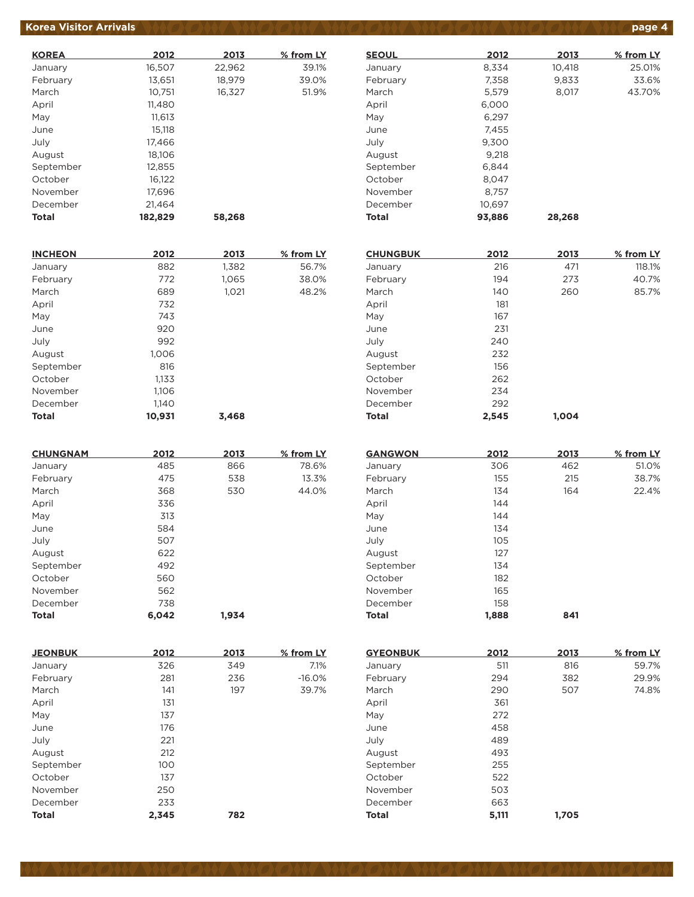## Korea Visitor Arrivals

| KOREA | 2012 | 2013 | % from LY |
|---|---|---|---|
| January | 16,507 | 22,962 | 39.1% |
| February | 13,651 | 18,979 | 39.0% |
| March | 10,751 | 16,327 | 51.9% |
| April | 11,480 | | |
| May | 11,613 | | |
| June | 15,118 | | |
| July | 17,466 | | |
| August | 18,106 | | |
| September | 12,855 | | |
| October | 16,122 | | |
| November | 17,696 | | |
| December | 21,464 | | |
| **Total** | **182,829** | **58,268** | |

| SEOUL | 2012 | 2013 | % from LY |
|---|---|---|---|
| January | 8,334 | 10,418 | 25.01% |
| February | 7,358 | 9,833 | 33.6% |
| March | 5,579 | 8,017 | 43.70% |
| April | 6,000 | | |
| May | 6,297 | | |
| June | 7,455 | | |
| July | 9,300 | | |
| August | 9,218 | | |
| September | 6,844 | | |
| October | 8,047 | | |
| November | 8,757 | | |
| December | 10,697 | | |
| **Total** | **93,886** | **28,268** | |

| INCHEON | 2012 | 2013 | % from LY |
|---|---|---|---|
| January | 882 | 1,382 | 56.7% |
| February | 772 | 1,065 | 38.0% |
| March | 689 | 1,021 | 48.2% |
| April | 732 | | |
| May | 743 | | |
| June | 920 | | |
| July | 992 | | |
| August | 1,006 | | |
| September | 816 | | |
| October | 1,133 | | |
| November | 1,106 | | |
| December | 1,140 | | |
| **Total** | **10,931** | **3,468** | |

| CHUNGBUK | 2012 | 2013 | % from LY |
|---|---|---|---|
| January | 216 | 471 | 118.1% |
| February | 194 | 273 | 40.7% |
| March | 140 | 260 | 85.7% |
| April | 181 | | |
| May | 167 | | |
| June | 231 | | |
| July | 240 | | |
| August | 232 | | |
| September | 156 | | |
| October | 262 | | |
| November | 234 | | |
| December | 292 | | |
| **Total** | **2,545** | **1,004** | |

| CHUNGNAM | 2012 | 2013 | % from LY |
|---|---|---|---|
| January | 485 | 866 | 78.6% |
| February | 475 | 538 | 13.3% |
| March | 368 | 530 | 44.0% |
| April | 336 | | |
| May | 313 | | |
| June | 584 | | |
| July | 507 | | |
| August | 622 | | |
| September | 492 | | |
| October | 560 | | |
| November | 562 | | |
| December | 738 | | |
| **Total** | **6,042** | **1,934** | |

| GANGWON | 2012 | 2013 | % from LY |
|---|---|---|---|
| January | 306 | 462 | 51.0% |
| February | 155 | 215 | 38.7% |
| March | 134 | 164 | 22.4% |
| April | 144 | | |
| May | 144 | | |
| June | 134 | | |
| July | 105 | | |
| August | 127 | | |
| September | 134 | | |
| October | 182 | | |
| November | 165 | | |
| December | 158 | | |
| **Total** | **1,888** | **841** | |

| JEONBUK | 2012 | 2013 | % from LY |
|---|---|---|---|
| January | 326 | 349 | 7.1% |
| February | 281 | 236 | -16.0% |
| March | 141 | 197 | 39.7% |
| April | 131 | | |
| May | 137 | | |
| June | 176 | | |
| July | 221 | | |
| August | 212 | | |
| September | 100 | | |
| October | 137 | | |
| November | 250 | | |
| December | 233 | | |
| **Total** | **2,345** | **782** | |

| GYEONBUK | 2012 | 2013 | % from LY |
|---|---|---|---|
| January | 511 | 816 | 59.7% |
| February | 294 | 382 | 29.9% |
| March | 290 | 507 | 74.8% |
| April | 361 | | |
| May | 272 | | |
| June | 458 | | |
| July | 489 | | |
| August | 493 | | |
| September | 255 | | |
| October | 522 | | |
| November | 503 | | |
| December | 663 | | |
| **Total** | **5,111** | **1,705** | |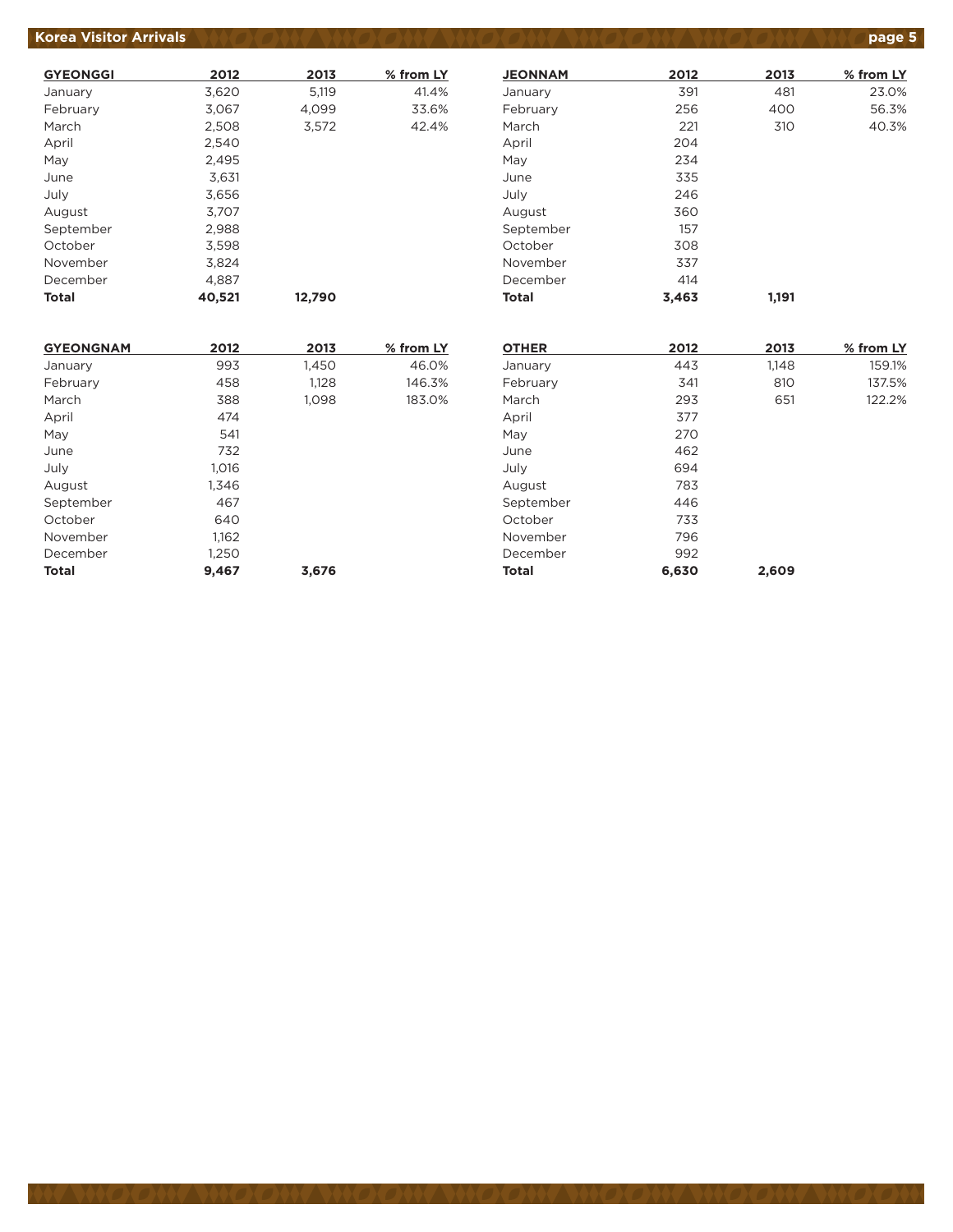| GYEONGGI | 2012 | 2013 | % from LY |
|---|---|---|---|
| January | 3,620 | 5,119 | 41.4% |
| February | 3,067 | 4,099 | 33.6% |
| March | 2,508 | 3,572 | 42.4% |
| April | 2,540 | | |
| May | 2,495 | | |
| June | 3,631 | | |
| July | 3,656 | | |
| August | 3,707 | | |
| September | 2,988 | | |
| October | 3,598 | | |
| November | 3,824 | | |
| December | 4,887 | | |
| **Total** | **40,521** | **12,790** | |

| JEONNAM | 2012 | 2013 | % from LY |
|---|---|---|---|
| January | 391 | 481 | 23.0% |
| February | 256 | 400 | 56.3% |
| March | 221 | 310 | 40.3% |
| April | 204 | | |
| May | 234 | | |
| June | 335 | | |
| July | 246 | | |
| August | 360 | | |
| September | 157 | | |
| October | 308 | | |
| November | 337 | | |
| December | 414 | | |
| **Total** | **3,463** | **1,191** | |

| GYEONGNAM | 2012 | 2013 | % from LY |
|---|---|---|---|
| January | 993 | 1,450 | 46.0% |
| February | 458 | 1,128 | 146.3% |
| March | 388 | 1,098 | 183.0% |
| April | 474 | | |
| May | 541 | | |
| June | 732 | | |
| July | 1,016 | | |
| August | 1,346 | | |
| September | 467 | | |
| October | 640 | | |
| November | 1,162 | | |
| December | 1,250 | | |
| **Total** | **9,467** | **3,676** | |

| OTHER | 2012 | 2013 | % from LY |
|---|---|---|---|
| January | 443 | 1,148 | 159.1% |
| February | 341 | 810 | 137.5% |
| March | 293 | 651 | 122.2% |
| April | 377 | | |
| May | 270 | | |
| June | 462 | | |
| July | 694 | | |
| August | 783 | | |
| September | 446 | | |
| October | 733 | | |
| November | 796 | | |
| December | 992 | | |
| **Total** | **6,630** | **2,609** | |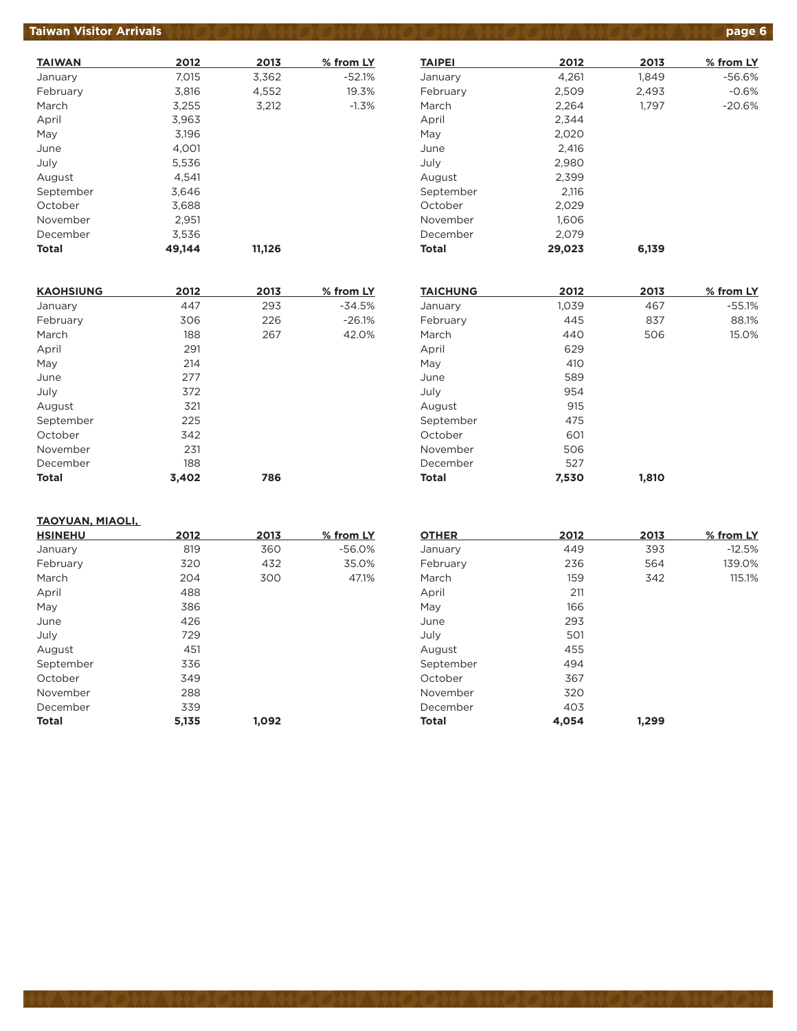## Taiwan Visitor Arrivals

| TAIWAN | 2012 | 2013 | % from LY |
|---|---|---|---|
| January | 7,015 | 3,362 | -52.1% |
| February | 3,816 | 4,552 | 19.3% |
| March | 3,255 | 3,212 | -1.3% |
| April | 3,963 | | |
| May | 3,196 | | |
| June | 4,001 | | |
| July | 5,536 | | |
| August | 4,541 | | |
| September | 3,646 | | |
| October | 3,688 | | |
| November | 2,951 | | |
| December | 3,536 | | |
| **Total** | **49,144** | **11,126** | |

| TAIPEI | 2012 | 2013 | % from LY |
|---|---|---|---|
| January | 4,261 | 1,849 | -56.6% |
| February | 2,509 | 2,493 | -0.6% |
| March | 2,264 | 1,797 | -20.6% |
| April | 2,344 | | |
| May | 2,020 | | |
| June | 2,416 | | |
| July | 2,980 | | |
| August | 2,399 | | |
| September | 2,116 | | |
| October | 2,029 | | |
| November | 1,606 | | |
| December | 2,079 | | |
| **Total** | **29,023** | **6,139** | |

| KAOHSIUNG | 2012 | 2013 | % from LY |
|---|---|---|---|
| January | 447 | 293 | -34.5% |
| February | 306 | 226 | -26.1% |
| March | 188 | 267 | 42.0% |
| April | 291 | | |
| May | 214 | | |
| June | 277 | | |
| July | 372 | | |
| August | 321 | | |
| September | 225 | | |
| October | 342 | | |
| November | 231 | | |
| December | 188 | | |
| **Total** | **3,402** | **786** | |

| TAICHUNG | 2012 | 2013 | % from LY |
|---|---|---|---|
| January | 1,039 | 467 | -55.1% |
| February | 445 | 837 | 88.1% |
| March | 440 | 506 | 15.0% |
| April | 629 | | |
| May | 410 | | |
| June | 589 | | |
| July | 954 | | |
| August | 915 | | |
| September | 475 | | |
| October | 601 | | |
| November | 506 | | |
| December | 527 | | |
| **Total** | **7,530** | **1,810** | |

| TAOYUAN, MIAOLI, HSINEHU | 2012 | 2013 | % from LY |
|---|---|---|---|
| January | 819 | 360 | -56.0% |
| February | 320 | 432 | 35.0% |
| March | 204 | 300 | 47.1% |
| April | 488 | | |
| May | 386 | | |
| June | 426 | | |
| July | 729 | | |
| August | 451 | | |
| September | 336 | | |
| October | 349 | | |
| November | 288 | | |
| December | 339 | | |
| **Total** | **5,135** | **1,092** | |

| OTHER | 2012 | 2013 | % from LY |
|---|---|---|---|
| January | 449 | 393 | -12.5% |
| February | 236 | 564 | 139.0% |
| March | 159 | 342 | 115.1% |
| April | 211 | | |
| May | 166 | | |
| June | 293 | | |
| July | 501 | | |
| August | 455 | | |
| September | 494 | | |
| October | 367 | | |
| November | 320 | | |
| December | 403 | | |
| **Total** | **4,054** | **1,299** | |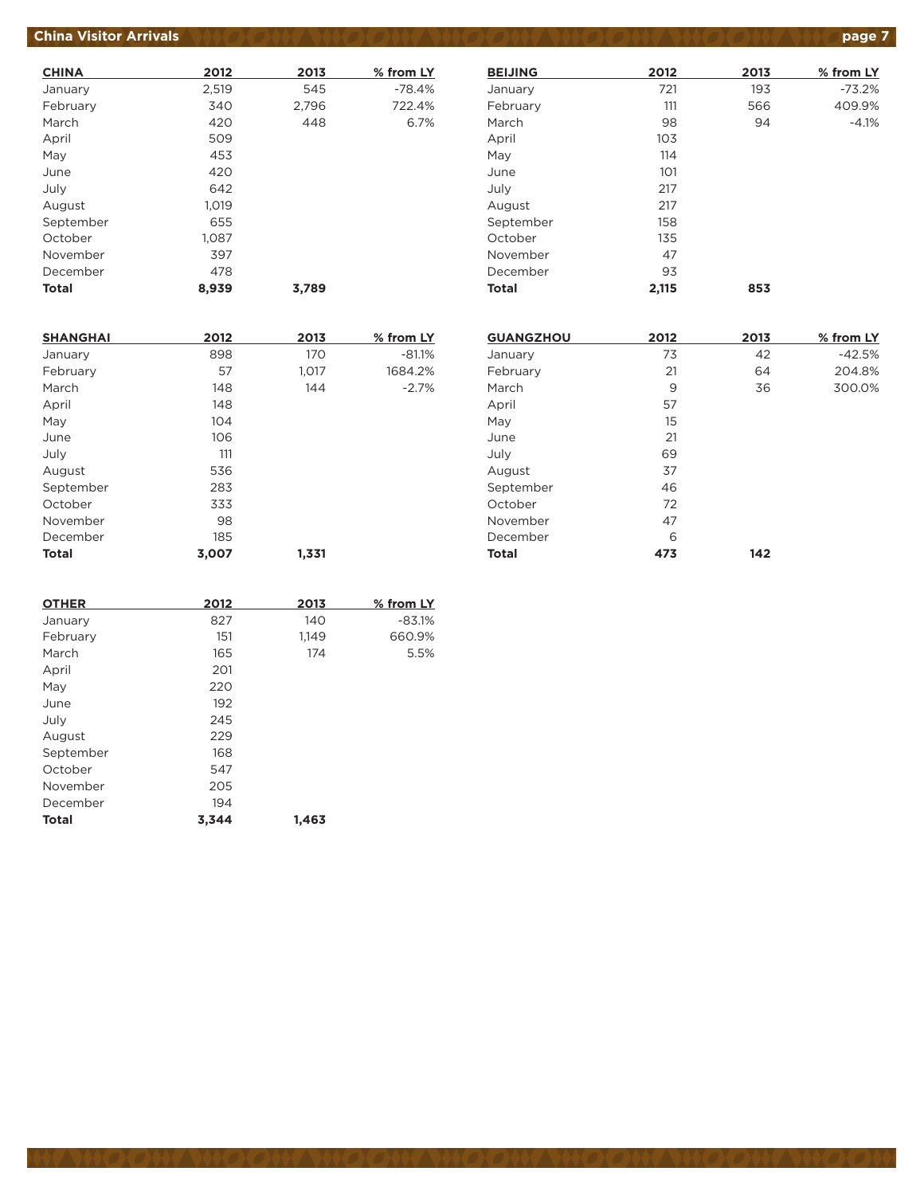## China Visitor Arrivals

| CHINA | 2012 | 2013 | % from LY |
|---|---|---|---|
| January | 2,519 | 545 | -78.4% |
| February | 340 | 2,796 | 722.4% |
| March | 420 | 448 | 6.7% |
| April | 509 | | |
| May | 453 | | |
| June | 420 | | |
| July | 642 | | |
| August | 1,019 | | |
| September | 655 | | |
| October | 1,087 | | |
| November | 397 | | |
| December | 478 | | |
| **Total** | **8,939** | **3,789** | |

| BEIJING | 2012 | 2013 | % from LY |
|---|---|---|---|
| January | 721 | 193 | -73.2% |
| February | 111 | 566 | 409.9% |
| March | 98 | 94 | -4.1% |
| April | 103 | | |
| May | 114 | | |
| June | 101 | | |
| July | 217 | | |
| August | 217 | | |
| September | 158 | | |
| October | 135 | | |
| November | 47 | | |
| December | 93 | | |
| **Total** | **2,115** | **853** | |

| SHANGHAI | 2012 | 2013 | % from LY |
|---|---|---|---|
| January | 898 | 170 | -81.1% |
| February | 57 | 1,017 | 1684.2% |
| March | 148 | 144 | -2.7% |
| April | 148 | | |
| May | 104 | | |
| June | 106 | | |
| July | 111 | | |
| August | 536 | | |
| September | 283 | | |
| October | 333 | | |
| November | 98 | | |
| December | 185 | | |
| **Total** | **3,007** | **1,331** | |

| GUANGZHOU | 2012 | 2013 | % from LY |
|---|---|---|---|
| January | 73 | 42 | -42.5% |
| February | 21 | 64 | 204.8% |
| March | 9 | 36 | 300.0% |
| April | 57 | | |
| May | 15 | | |
| June | 21 | | |
| July | 69 | | |
| August | 37 | | |
| September | 46 | | |
| October | 72 | | |
| November | 47 | | |
| December | 6 | | |
| **Total** | **473** | **142** | |

| OTHER | 2012 | 2013 | % from LY |
|---|---|---|---|
| January | 827 | 140 | -83.1% |
| February | 151 | 1,149 | 660.9% |
| March | 165 | 174 | 5.5% |
| April | 201 | | |
| May | 220 | | |
| June | 192 | | |
| July | 245 | | |
| August | 229 | | |
| September | 168 | | |
| October | 547 | | |
| November | 205 | | |
| December | 194 | | |
| **Total** | **3,344** | **1,463** | |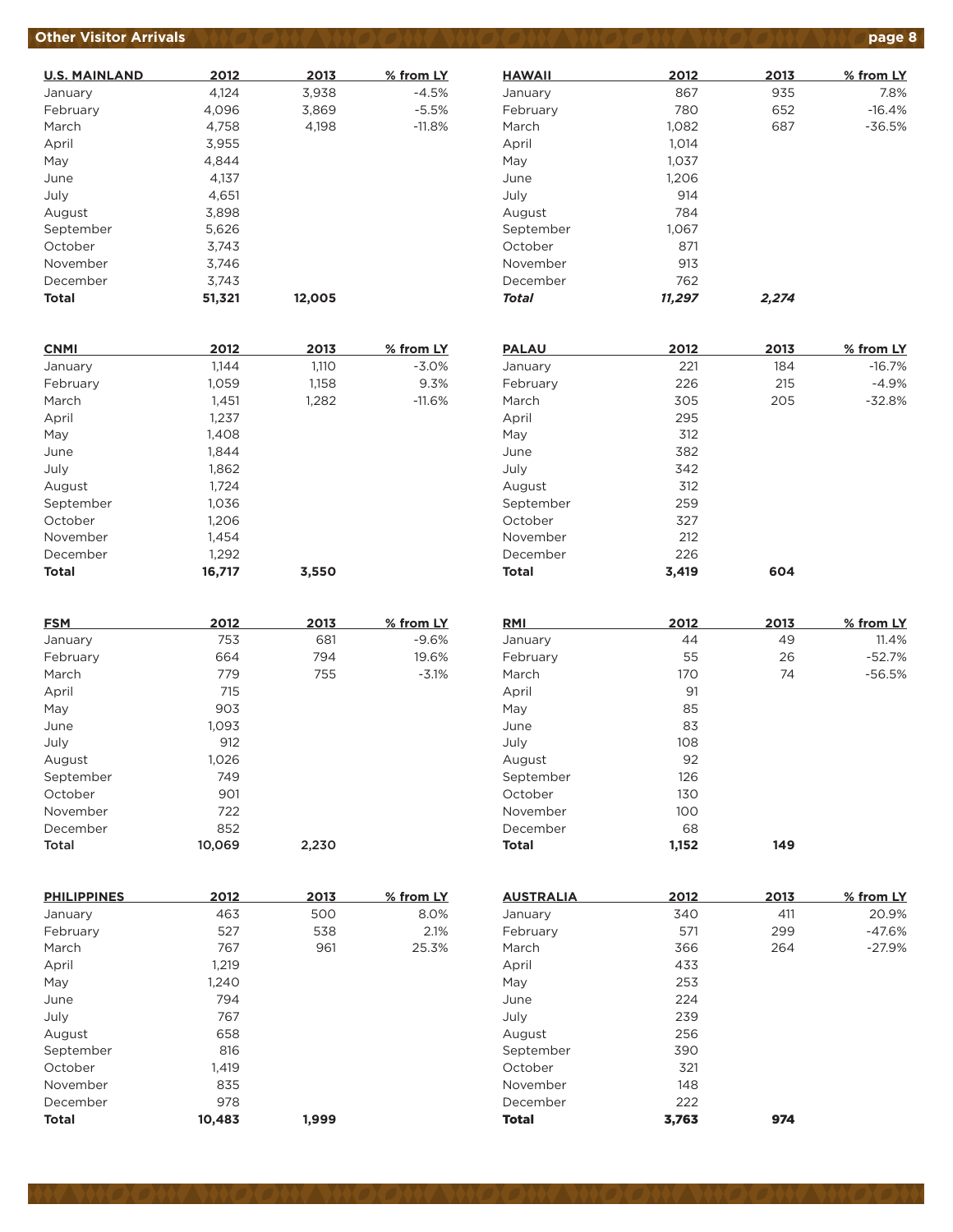## Other Visitor Arrivals

| U.S. MAINLAND | 2012 | 2013 | % from LY |
|---|---|---|---|
| January | 4,124 | 3,938 | -4.5% |
| February | 4,096 | 3,869 | -5.5% |
| March | 4,758 | 4,198 | -11.8% |
| April | 3,955 | | |
| May | 4,844 | | |
| June | 4,137 | | |
| July | 4,651 | | |
| August | 3,898 | | |
| September | 5,626 | | |
| October | 3,743 | | |
| November | 3,746 | | |
| December | 3,743 | | |
| **Total** | **51,321** | **12,005** | |

| HAWAII | 2012 | 2013 | % from LY |
|---|---|---|---|
| January | 867 | 935 | 7.8% |
| February | 780 | 652 | -16.4% |
| March | 1,082 | 687 | -36.5% |
| April | 1,014 | | |
| May | 1,037 | | |
| June | 1,206 | | |
| July | 914 | | |
| August | 784 | | |
| September | 1,067 | | |
| October | 871 | | |
| November | 913 | | |
| December | 762 | | |
| ***Total*** | ***11,297*** | ***2,274*** | |

| CNMI | 2012 | 2013 | % from LY |
|---|---|---|---|
| January | 1,144 | 1,110 | -3.0% |
| February | 1,059 | 1,158 | 9.3% |
| March | 1,451 | 1,282 | -11.6% |
| April | 1,237 | | |
| May | 1,408 | | |
| June | 1,844 | | |
| July | 1,862 | | |
| August | 1,724 | | |
| September | 1,036 | | |
| October | 1,206 | | |
| November | 1,454 | | |
| December | 1,292 | | |
| **Total** | **16,717** | **3,550** | |

| PALAU | 2012 | 2013 | % from LY |
|---|---|---|---|
| January | 221 | 184 | -16.7% |
| February | 226 | 215 | -4.9% |
| March | 305 | 205 | -32.8% |
| April | 295 | | |
| May | 312 | | |
| June | 382 | | |
| July | 342 | | |
| August | 312 | | |
| September | 259 | | |
| October | 327 | | |
| November | 212 | | |
| December | 226 | | |
| **Total** | **3,419** | **604** | |

| FSM | 2012 | 2013 | % from LY |
|---|---|---|---|
| January | 753 | 681 | -9.6% |
| February | 664 | 794 | 19.6% |
| March | 779 | 755 | -3.1% |
| April | 715 | | |
| May | 903 | | |
| June | 1,093 | | |
| July | 912 | | |
| August | 1,026 | | |
| September | 749 | | |
| October | 901 | | |
| November | 722 | | |
| December | 852 | | |
| **Total** | **10,069** | **2,230** | |

| RMI | 2012 | 2013 | % from LY |
|---|---|---|---|
| January | 44 | 49 | 11.4% |
| February | 55 | 26 | -52.7% |
| March | 170 | 74 | -56.5% |
| April | 91 | | |
| May | 85 | | |
| June | 83 | | |
| July | 108 | | |
| August | 92 | | |
| September | 126 | | |
| October | 130 | | |
| November | 100 | | |
| December | 68 | | |
| **Total** | **1,152** | **149** | |

| PHILIPPINES | 2012 | 2013 | % from LY |
|---|---|---|---|
| January | 463 | 500 | 8.0% |
| February | 527 | 538 | 2.1% |
| March | 767 | 961 | 25.3% |
| April | 1,219 | | |
| May | 1,240 | | |
| June | 794 | | |
| July | 767 | | |
| August | 658 | | |
| September | 816 | | |
| October | 1,419 | | |
| November | 835 | | |
| December | 978 | | |
| **Total** | **10,483** | **1,999** | |

| AUSTRALIA | 2012 | 2013 | % from LY |
|---|---|---|---|
| January | 340 | 411 | 20.9% |
| February | 571 | 299 | -47.6% |
| March | 366 | 264 | -27.9% |
| April | 433 | | |
| May | 253 | | |
| June | 224 | | |
| July | 239 | | |
| August | 256 | | |
| September | 390 | | |
| October | 321 | | |
| November | 148 | | |
| December | 222 | | |
| **Total** | **3,763** | **974** | |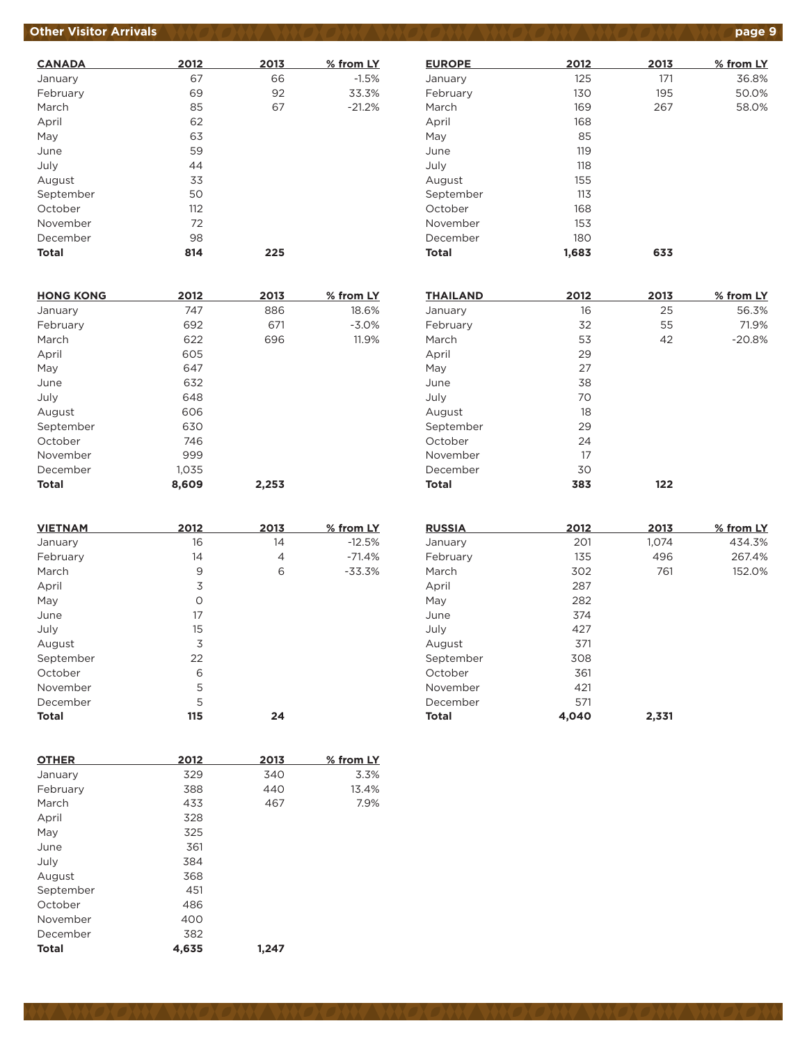## Other Visitor Arrivals

| CANADA | 2012 | 2013 | % from LY |
|---|---|---|---|
| January | 67 | 66 | -1.5% |
| February | 69 | 92 | 33.3% |
| March | 85 | 67 | -21.2% |
| April | 62 | | |
| May | 63 | | |
| June | 59 | | |
| July | 44 | | |
| August | 33 | | |
| September | 50 | | |
| October | 112 | | |
| November | 72 | | |
| December | 98 | | |
| **Total** | **814** | **225** | |

| EUROPE | 2012 | 2013 | % from LY |
|---|---|---|---|
| January | 125 | 171 | 36.8% |
| February | 130 | 195 | 50.0% |
| March | 169 | 267 | 58.0% |
| April | 168 | | |
| May | 85 | | |
| June | 119 | | |
| July | 118 | | |
| August | 155 | | |
| September | 113 | | |
| October | 168 | | |
| November | 153 | | |
| December | 180 | | |
| **Total** | **1,683** | **633** | |

| HONG KONG | 2012 | 2013 | % from LY |
|---|---|---|---|
| January | 747 | 886 | 18.6% |
| February | 692 | 671 | -3.0% |
| March | 622 | 696 | 11.9% |
| April | 605 | | |
| May | 647 | | |
| June | 632 | | |
| July | 648 | | |
| August | 606 | | |
| September | 630 | | |
| October | 746 | | |
| November | 999 | | |
| December | 1,035 | | |
| **Total** | **8,609** | **2,253** | |

| THAILAND | 2012 | 2013 | % from LY |
|---|---|---|---|
| January | 16 | 25 | 56.3% |
| February | 32 | 55 | 71.9% |
| March | 53 | 42 | -20.8% |
| April | 29 | | |
| May | 27 | | |
| June | 38 | | |
| July | 70 | | |
| August | 18 | | |
| September | 29 | | |
| October | 24 | | |
| November | 17 | | |
| December | 30 | | |
| **Total** | **383** | **122** | |

| VIETNAM | 2012 | 2013 | % from LY |
|---|---|---|---|
| January | 16 | 14 | -12.5% |
| February | 14 | 4 | -71.4% |
| March | 9 | 6 | -33.3% |
| April | 3 | | |
| May | 0 | | |
| June | 17 | | |
| July | 15 | | |
| August | 3 | | |
| September | 22 | | |
| October | 6 | | |
| November | 5 | | |
| December | 5 | | |
| **Total** | **115** | **24** | |

| RUSSIA | 2012 | 2013 | % from LY |
|---|---|---|---|
| January | 201 | 1,074 | 434.3% |
| February | 135 | 496 | 267.4% |
| March | 302 | 761 | 152.0% |
| April | 287 | | |
| May | 282 | | |
| June | 374 | | |
| July | 427 | | |
| August | 371 | | |
| September | 308 | | |
| October | 361 | | |
| November | 421 | | |
| December | 571 | | |
| **Total** | **4,040** | **2,331** | |

| OTHER | 2012 | 2013 | % from LY |
|---|---|---|---|
| January | 329 | 340 | 3.3% |
| February | 388 | 440 | 13.4% |
| March | 433 | 467 | 7.9% |
| April | 328 | | |
| May | 325 | | |
| June | 361 | | |
| July | 384 | | |
| August | 368 | | |
| September | 451 | | |
| October | 486 | | |
| November | 400 | | |
| December | 382 | | |
| **Total** | **4,635** | **1,247** | |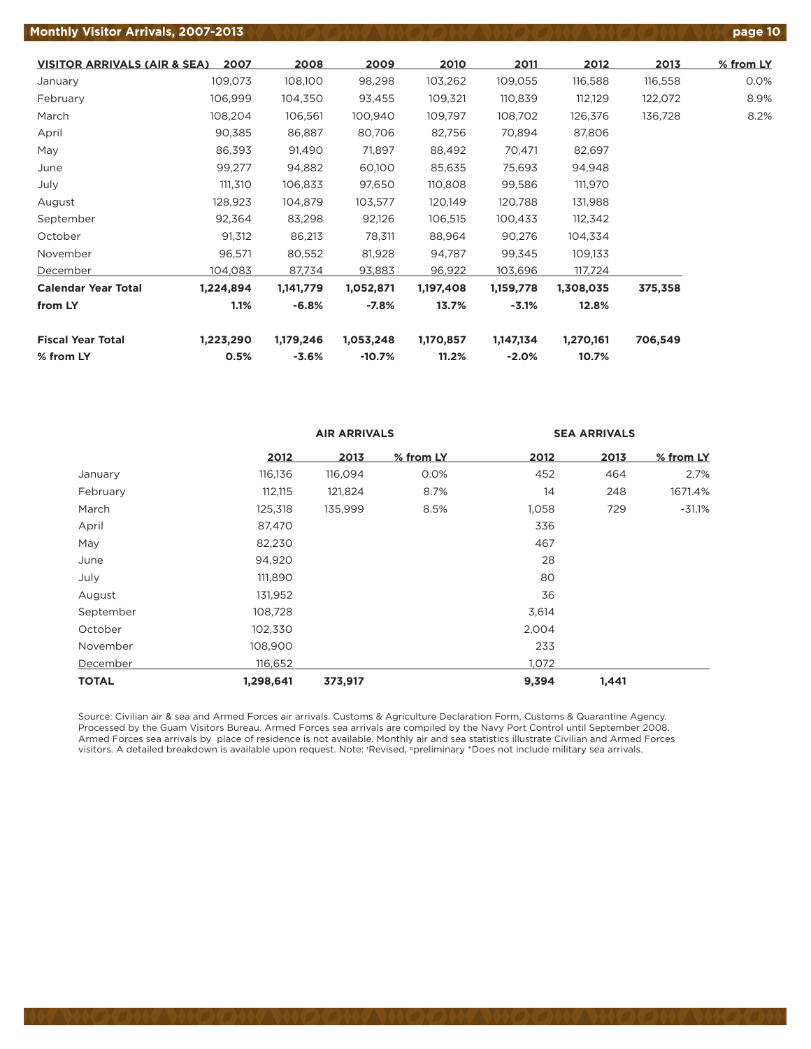# Monthly Visitor Arrivals, 2007-2013

| VISITOR ARRIVALS (AIR & SEA) | 2007 | 2008 | 2009 | 2010 | 2011 | 2012 | 2013 | % from LY |
|---|---|---|---|---|---|---|---|---|
| January | 109,073 | 108,100 | 98,298 | 103,262 | 109,055 | 116,588 | 116,558 | 0.0% |
| February | 106,999 | 104,350 | 93,455 | 109,321 | 110,839 | 112,129 | 122,072 | 8.9% |
| March | 108,204 | 106,561 | 100,940 | 109,797 | 108,702 | 126,376 | 136,728 | 8.2% |
| April | 90,385 | 86,887 | 80,706 | 82,756 | 70,894 | 87,806 | | |
| May | 86,393 | 91,490 | 71,897 | 88,492 | 70,471 | 82,697 | | |
| June | 99,277 | 94,882 | 60,100 | 85,635 | 75,693 | 94,948 | | |
| July | 111,310 | 106,833 | 97,650 | 110,808 | 99,586 | 111,970 | | |
| August | 128,923 | 104,879 | 103,577 | 120,149 | 120,788 | 131,988 | | |
| September | 92,364 | 83,298 | 92,126 | 106,515 | 100,433 | 112,342 | | |
| October | 91,312 | 86,213 | 78,311 | 88,964 | 90,276 | 104,334 | | |
| November | 96,571 | 80,552 | 81,928 | 94,787 | 99,345 | 109,133 | | |
| December | 104,083 | 87,734 | 93,883 | 96,922 | 103,696 | 117,724 | | |
| **Calendar Year Total** | **1,224,894** | **1,141,779** | **1,052,871** | **1,197,408** | **1,159,778** | **1,308,035** | **375,358** | |
| **from LY** | **1.1%** | **-6.8%** | **-7.8%** | **13.7%** | **-3.1%** | **12.8%** | | |
| **Fiscal Year Total** | **1,223,290** | **1,179,246** | **1,053,248** | **1,170,857** | **1,147,134** | **1,270,161** | **706,549** | |
| **% from LY** | **0.5%** | **-3.6%** | **-10.7%** | **11.2%** | **-2.0%** | **10.7%** | | |

| | AIR ARRIVALS | | | SEA ARRIVALS | | |
|---|---|---|---|---|---|---|
| | 2012 | 2013 | % from LY | 2012 | 2013 | % from LY |
| January | 116,136 | 116,094 | 0.0% | 452 | 464 | 2.7% |
| February | 112,115 | 121,824 | 8.7% | 14 | 248 | 1671.4% |
| March | 125,318 | 135,999 | 8.5% | 1,058 | 729 | -31.1% |
| April | 87,470 | | | 336 | | |
| May | 82,230 | | | 467 | | |
| June | 94,920 | | | 28 | | |
| July | 111,890 | | | 80 | | |
| August | 131,952 | | | 36 | | |
| September | 108,728 | | | 3,614 | | |
| October | 102,330 | | | 2,004 | | |
| November | 108,900 | | | 233 | | |
| December | 116,652 | | | 1,072 | | |
| **TOTAL** | **1,298,641** | **373,917** | | **9,394** | **1,441** | |

Source: Civilian air & sea and Armed Forces air arrivals. Customs & Agriculture Declaration Form, Customs & Quarantine Agency. Processed by the Guam Visitors Bureau. Armed Forces sea arrivals are compiled by the Navy Port Control until September 2008. Armed Forces sea arrivals by place of residence is not available. Monthly air and sea statistics illustrate Civilian and Armed Forces visitors. A detailed breakdown is available upon request. Note: [r]Revised, [p]preliminary *Does not include military sea arrivals.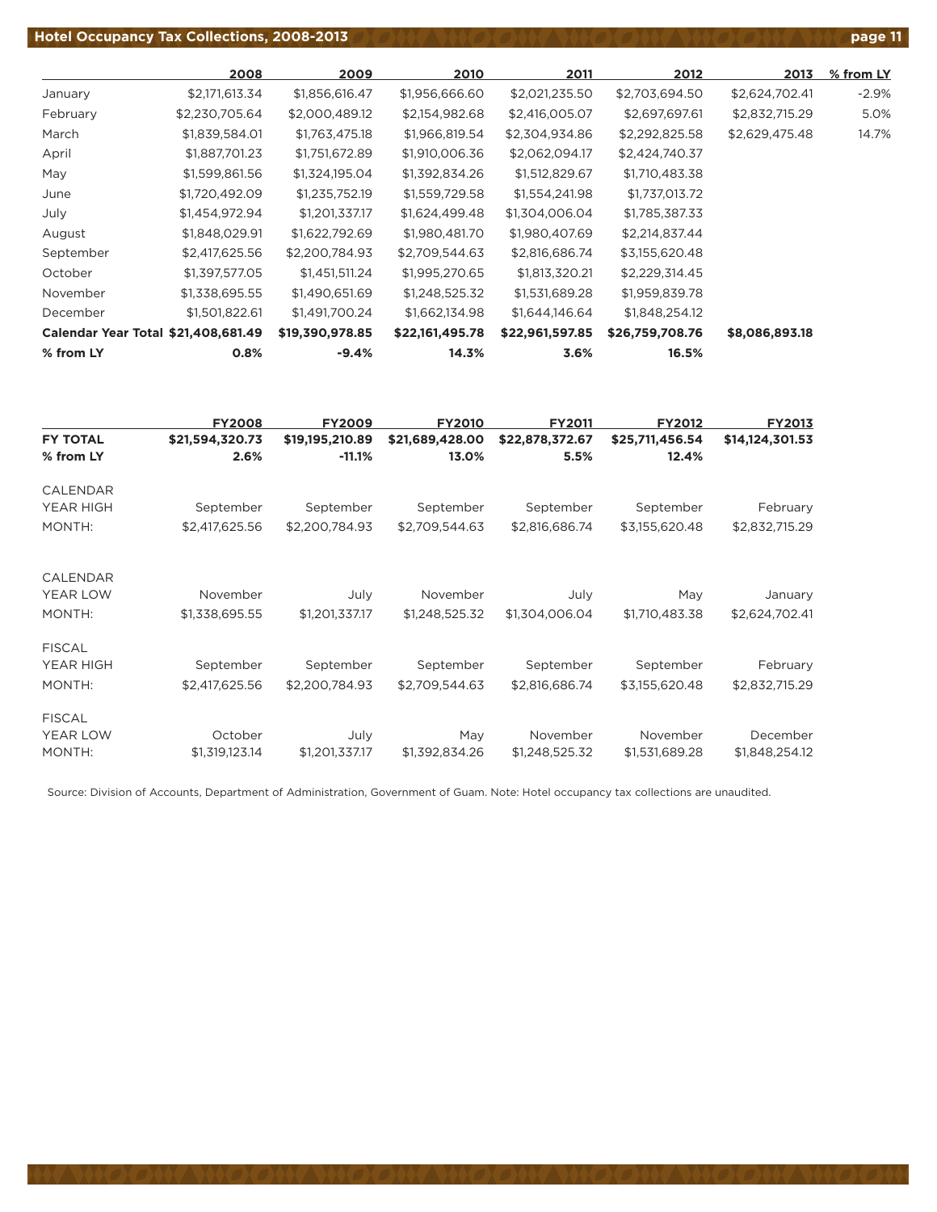## Hotel Occupancy Tax Collections, 2008-2013

| | 2008 | 2009 | 2010 | 2011 | 2012 | 2013 | % from LY |
|---|---|---|---|---|---|---|---|
| January | $2,171,613.34 | $1,856,616.47 | $1,956,666.60 | $2,021,235.50 | $2,703,694.50 | $2,624,702.41 | -2.9% |
| February | $2,230,705.64 | $2,000,489.12 | $2,154,982.68 | $2,416,005.07 | $2,697,697.61 | $2,832,715.29 | 5.0% |
| March | $1,839,584.01 | $1,763,475.18 | $1,966,819.54 | $2,304,934.86 | $2,292,825.58 | $2,629,475.48 | 14.7% |
| April | $1,887,701.23 | $1,751,672.89 | $1,910,006.36 | $2,062,094.17 | $2,424,740.37 | | |
| May | $1,599,861.56 | $1,324,195.04 | $1,392,834.26 | $1,512,829.67 | $1,710,483.38 | | |
| June | $1,720,492.09 | $1,235,752.19 | $1,559,729.58 | $1,554,241.98 | $1,737,013.72 | | |
| July | $1,454,972.94 | $1,201,337.17 | $1,624,499.48 | $1,304,006.04 | $1,785,387.33 | | |
| August | $1,848,029.91 | $1,622,792.69 | $1,980,481.70 | $1,980,407.69 | $2,214,837.44 | | |
| September | $2,417,625.56 | $2,200,784.93 | $2,709,544.63 | $2,816,686.74 | $3,155,620.48 | | |
| October | $1,397,577.05 | $1,451,511.24 | $1,995,270.65 | $1,813,320.21 | $2,229,314.45 | | |
| November | $1,338,695.55 | $1,490,651.69 | $1,248,525.32 | $1,531,689.28 | $1,959,839.78 | | |
| December | $1,501,822.61 | $1,491,700.24 | $1,662,134.98 | $1,644,146.64 | $1,848,254.12 | | |
| **Calendar Year Total** | **$21,408,681.49** | **$19,390,978.85** | **$22,161,495.78** | **$22,961,597.85** | **$26,759,708.76** | **$8,086,893.18** | |
| **% from LY** | **0.8%** | **-9.4%** | **14.3%** | **3.6%** | **16.5%** | | |

| | FY2008 | FY2009 | FY2010 | FY2011 | FY2012 | FY2013 |
|---|---|---|---|---|---|---|
| **FY TOTAL** | **$21,594,320.73** | **$19,195,210.89** | **$21,689,428.00** | **$22,878,372.67** | **$25,711,456.54** | **$14,124,301.53** |
| **% from LY** | **2.6%** | **-11.1%** | **13.0%** | **5.5%** | **12.4%** | |
| CALENDAR YEAR HIGH MONTH: | September $2,417,625.56 | September $2,200,784.93 | September $2,709,544.63 | September $2,816,686.74 | September $3,155,620.48 | February $2,832,715.29 |
| CALENDAR YEAR LOW MONTH: | November $1,338,695.55 | July $1,201,337.17 | November $1,248,525.32 | July $1,304,006.04 | May $1,710,483.38 | January $2,624,702.41 |
| FISCAL YEAR HIGH MONTH: | September $2,417,625.56 | September $2,200,784.93 | September $2,709,544.63 | September $2,816,686.74 | September $3,155,620.48 | February $2,832,715.29 |
| FISCAL YEAR LOW MONTH: | October $1,319,123.14 | July $1,201,337.17 | May $1,392,834.26 | November $1,248,525.32 | November $1,531,689.28 | December $1,848,254.12 |

Source: Division of Accounts, Department of Administration, Government of Guam. Note: Hotel occupancy tax collections are unaudited.